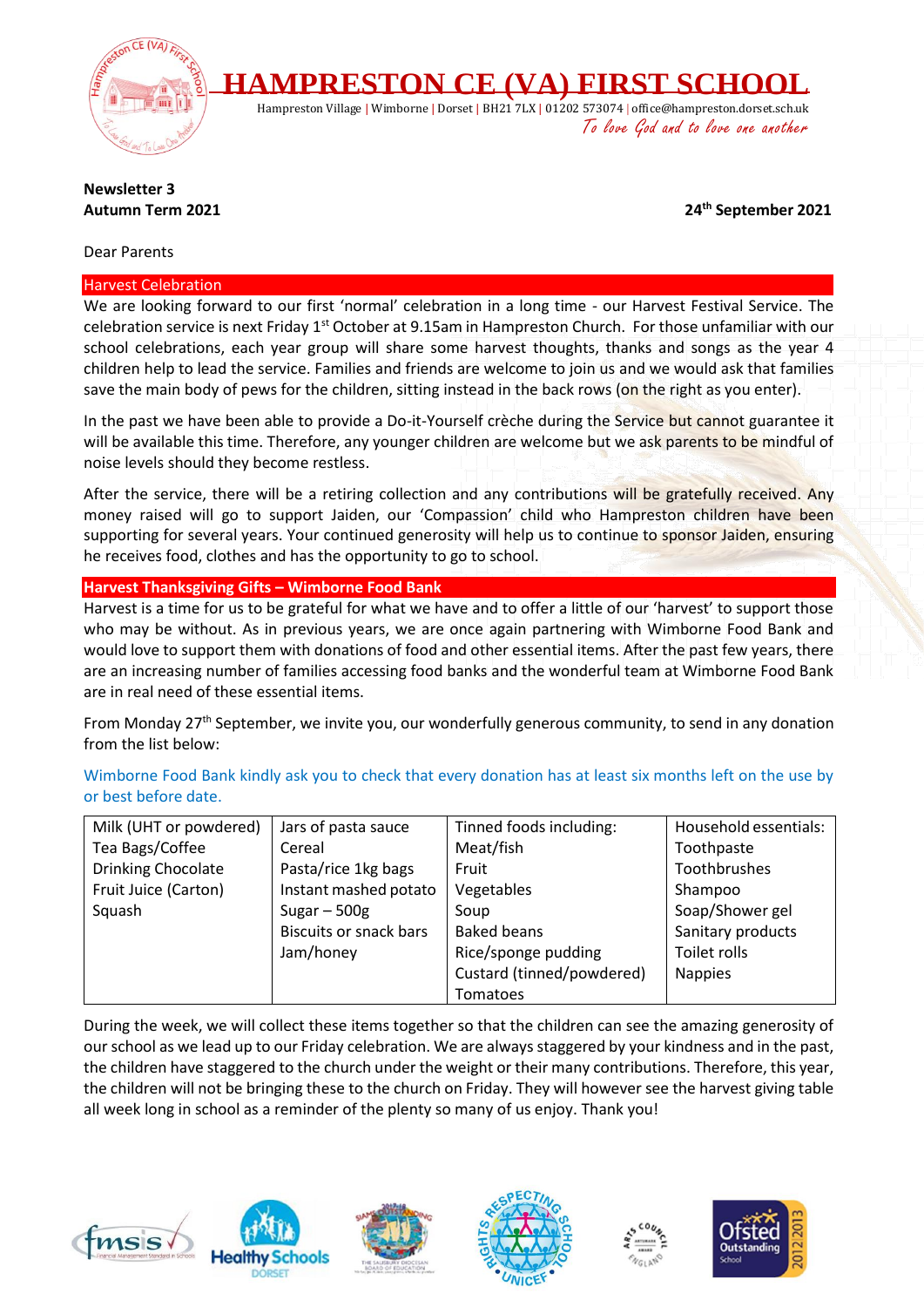# HAMPRESTON CE (VA) FIRST SCHOOL

Hampreston Village | Wimborne | Dorset | BH21 7LX | 01202 573074 | office@hampreston.dorset.sch.uk

*To love God and to love one another*

**Newsletter 3**
**Autumn Term 2021**

**24th September 2021**

Dear Parents

## Harvest Celebration

We are looking forward to our first 'normal' celebration in a long time - our Harvest Festival Service. The celebration service is next Friday 1st October at 9.15am in Hampreston Church. For those unfamiliar with our school celebrations, each year group will share some harvest thoughts, thanks and songs as the year 4 children help to lead the service. Families and friends are welcome to join us and we would ask that families save the main body of pews for the children, sitting instead in the back rows (on the right as you enter).

In the past we have been able to provide a Do-it-Yourself crèche during the Service but cannot guarantee it will be available this time. Therefore, any younger children are welcome but we ask parents to be mindful of noise levels should they become restless.

After the service, there will be a retiring collection and any contributions will be gratefully received. Any money raised will go to support Jaiden, our 'Compassion' child who Hampreston children have been supporting for several years. Your continued generosity will help us to continue to sponsor Jaiden, ensuring he receives food, clothes and has the opportunity to go to school.

## Harvest Thanksgiving Gifts – Wimborne Food Bank

Harvest is a time for us to be grateful for what we have and to offer a little of our 'harvest' to support those who may be without. As in previous years, we are once again partnering with Wimborne Food Bank and would love to support them with donations of food and other essential items. After the past few years, there are an increasing number of families accessing food banks and the wonderful team at Wimborne Food Bank are in real need of these essential items.

From Monday 27th September, we invite you, our wonderfully generous community, to send in any donation from the list below:

Wimborne Food Bank kindly ask you to check that every donation has at least six months left on the use by or best before date.

| | | | |
|---|---|---|---|
| Milk (UHT or powdered)<br>Tea Bags/Coffee<br>Drinking Chocolate<br>Fruit Juice (Carton)<br>Squash | Jars of pasta sauce<br>Cereal<br>Pasta/rice 1kg bags<br>Instant mashed potato<br>Sugar – 500g<br>Biscuits or snack bars<br>Jam/honey | Tinned foods including:<br>Meat/fish<br>Fruit<br>Vegetables<br>Soup<br>Baked beans<br>Rice/sponge pudding<br>Custard (tinned/powdered)<br>Tomatoes | Household essentials:<br>Toothpaste<br>Toothbrushes<br>Shampoo<br>Soap/Shower gel<br>Sanitary products<br>Toilet rolls<br>Nappies |

During the week, we will collect these items together so that the children can see the amazing generosity of our school as we lead up to our Friday celebration. We are always staggered by your kindness and in the past, the children have staggered to the church under the weight or their many contributions. Therefore, this year, the children will not be bringing these to the church on Friday. They will however see the harvest giving table all week long in school as a reminder of the plenty so many of us enjoy. Thank you!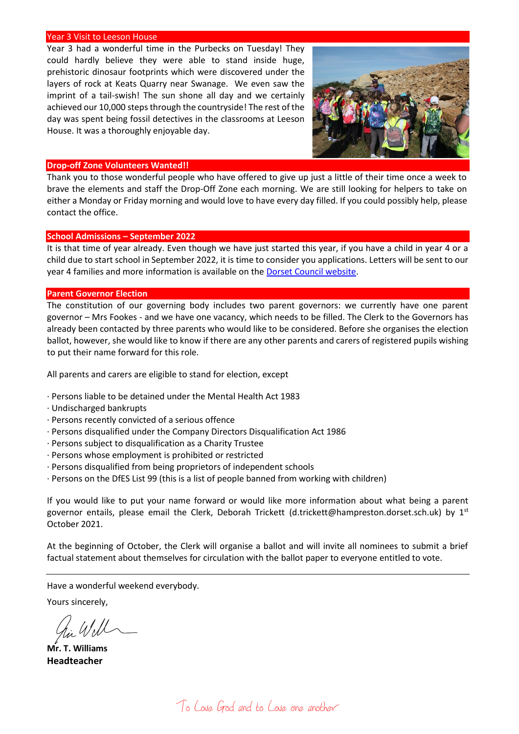## Year 3 Visit to Leeson House

Year 3 had a wonderful time in the Purbecks on Tuesday! They could hardly believe they were able to stand inside huge, prehistoric dinosaur footprints which were discovered under the layers of rock at Keats Quarry near Swanage. We even saw the imprint of a tail-swish! The sun shone all day and we certainly achieved our 10,000 steps through the countryside! The rest of the day was spent being fossil detectives in the classrooms at Leeson House. It was a thoroughly enjoyable day.

## Drop-off Zone Volunteers Wanted!!

Thank you to those wonderful people who have offered to give up just a little of their time once a week to brave the elements and staff the Drop-Off Zone each morning. We are still looking for helpers to take on either a Monday or Friday morning and would love to have every day filled. If you could possibly help, please contact the office.

## School Admissions – September 2022

It is that time of year already. Even though we have just started this year, if you have a child in year 4 or a child due to start school in September 2022, it is time to consider you applications. Letters will be sent to our year 4 families and more information is available on the Dorset Council website.

## Parent Governor Election

The constitution of our governing body includes two parent governors: we currently have one parent governor – Mrs Fookes - and we have one vacancy, which needs to be filled. The Clerk to the Governors has already been contacted by three parents who would like to be considered. Before she organises the election ballot, however, she would like to know if there are any other parents and carers of registered pupils wishing to put their name forward for this role.

All parents and carers are eligible to stand for election, except

- Persons liable to be detained under the Mental Health Act 1983
- Undischarged bankrupts
- Persons recently convicted of a serious offence
- Persons disqualified under the Company Directors Disqualification Act 1986
- Persons subject to disqualification as a Charity Trustee
- Persons whose employment is prohibited or restricted
- Persons disqualified from being proprietors of independent schools
- Persons on the DfES List 99 (this is a list of people banned from working with children)

If you would like to put your name forward or would like more information about what being a parent governor entails, please email the Clerk, Deborah Trickett (d.trickett@hampreston.dorset.sch.uk) by 1st October 2021.

At the beginning of October, the Clerk will organise a ballot and will invite all nominees to submit a brief factual statement about themselves for circulation with the ballot paper to everyone entitled to vote.

---

Have a wonderful weekend everybody.

Yours sincerely,

**Mr. T. Williams**
**Headteacher**

*To Love God and to Love one another*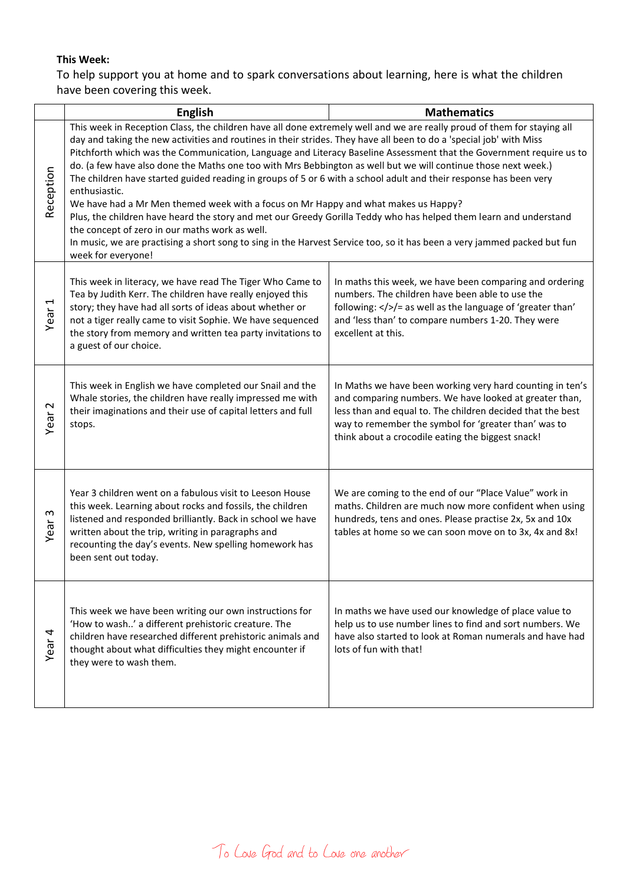**This Week:**

To help support you at home and to spark conversations about learning, here is what the children have been covering this week.

| | English | Mathematics |
|---|---|---|
| Reception | This week in Reception Class, the children have all done extremely well and we are really proud of them for staying all day and taking the new activities and routines in their strides. They have all been to do a 'special job' with Miss Pitchforth which was the Communication, Language and Literacy Baseline Assessment that the Government require us to do. (a few have also done the Maths one too with Mrs Bebbington as well but we will continue those next week.) The children have started guided reading in groups of 5 or 6 with a school adult and their response has been very enthusiastic. We have had a Mr Men themed week with a focus on Mr Happy and what makes us Happy? Plus, the children have heard the story and met our Greedy Gorilla Teddy who has helped them learn and understand the concept of zero in our maths work as well. In music, we are practising a short song to sing in the Harvest Service too, so it has been a very jammed packed but fun week for everyone! | |
| Year 1 | This week in literacy, we have read The Tiger Who Came to Tea by Judith Kerr. The children have really enjoyed this story; they have had all sorts of ideas about whether or not a tiger really came to visit Sophie. We have sequenced the story from memory and written tea party invitations to a guest of our choice. | In maths this week, we have been comparing and ordering numbers. The children have been able to use the following: </>/= as well as the language of 'greater than' and 'less than' to compare numbers 1-20. They were excellent at this. |
| Year 2 | This week in English we have completed our Snail and the Whale stories, the children have really impressed me with their imaginations and their use of capital letters and full stops. | In Maths we have been working very hard counting in ten's and comparing numbers. We have looked at greater than, less than and equal to. The children decided that the best way to remember the symbol for 'greater than' was to think about a crocodile eating the biggest snack! |
| Year 3 | Year 3 children went on a fabulous visit to Leeson House this week. Learning about rocks and fossils, the children listened and responded brilliantly. Back in school we have written about the trip, writing in paragraphs and recounting the day's events. New spelling homework has been sent out today. | We are coming to the end of our "Place Value" work in maths. Children are much now more confident when using hundreds, tens and ones. Please practise 2x, 5x and 10x tables at home so we can soon move on to 3x, 4x and 8x! |
| Year 4 | This week we have been writing our own instructions for 'How to wash..' a different prehistoric creature. The children have researched different prehistoric animals and thought about what difficulties they might encounter if they were to wash them. | In maths we have used our knowledge of place value to help us to use number lines to find and sort numbers. We have also started to look at Roman numerals and have had lots of fun with that! |

To Love God and to Love one another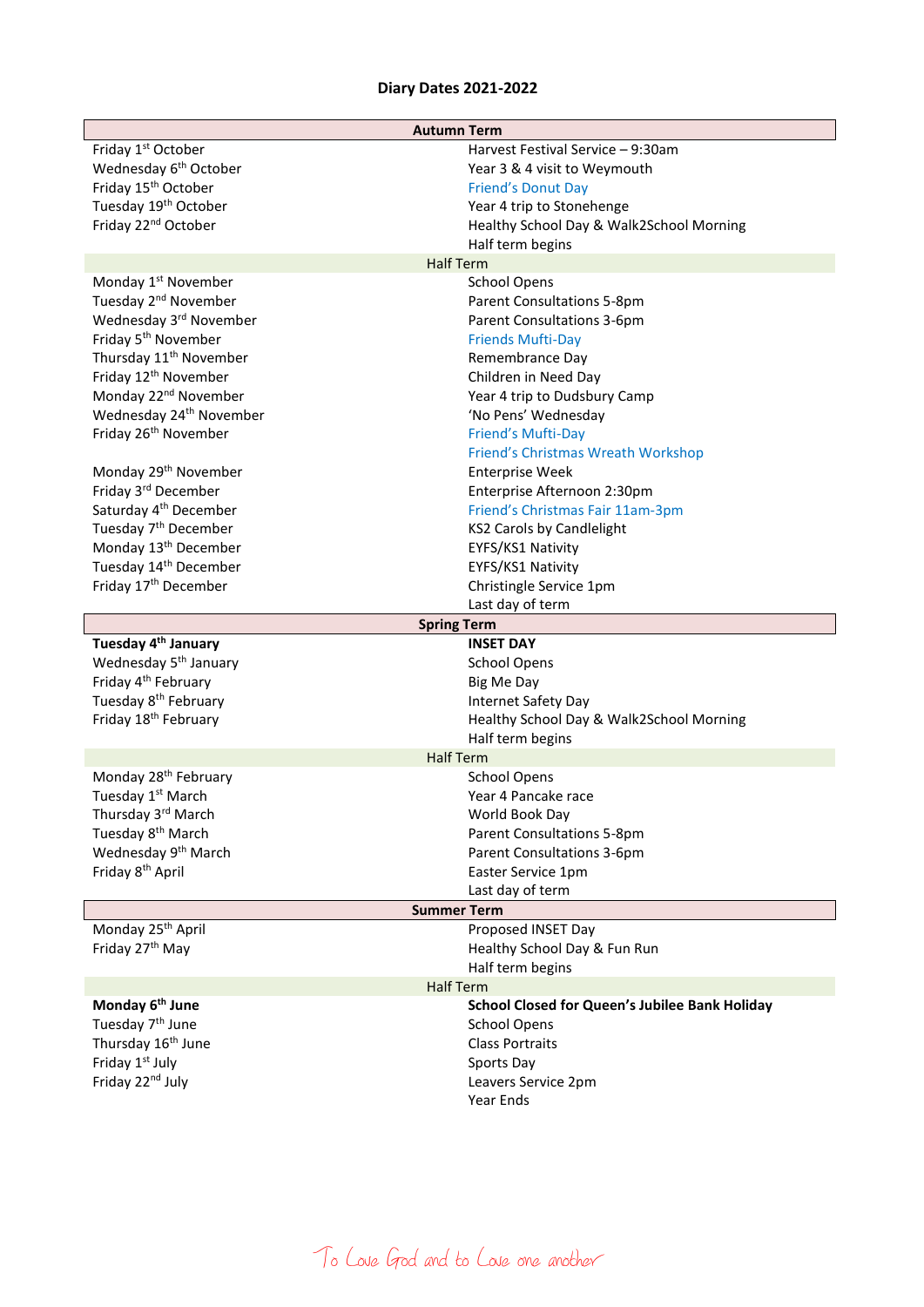# Diary Dates 2021-2022

| | |
|---|---|
| **Autumn Term** | |
| Friday 1st October | Harvest Festival Service – 9:30am |
| Wednesday 6th October | Year 3 & 4 visit to Weymouth |
| Friday 15th October | Friend's Donut Day |
| Tuesday 19th October | Year 4 trip to Stonehenge |
| Friday 22nd October | Healthy School Day & Walk2School Morning |
| | Half term begins |
| Half Term | |
| Monday 1st November | School Opens |
| Tuesday 2nd November | Parent Consultations 5-8pm |
| Wednesday 3rd November | Parent Consultations 3-6pm |
| Friday 5th November | Friends Mufti-Day |
| Thursday 11th November | Remembrance Day |
| Friday 12th November | Children in Need Day |
| Monday 22nd November | Year 4 trip to Dudsbury Camp |
| Wednesday 24th November | 'No Pens' Wednesday |
| Friday 26th November | Friend's Mufti-Day |
| | Friend's Christmas Wreath Workshop |
| Monday 29th November | Enterprise Week |
| Friday 3rd December | Enterprise Afternoon 2:30pm |
| Saturday 4th December | Friend's Christmas Fair 11am-3pm |
| Tuesday 7th December | KS2 Carols by Candlelight |
| Monday 13th December | EYFS/KS1 Nativity |
| Tuesday 14th December | EYFS/KS1 Nativity |
| Friday 17th December | Christingle Service 1pm |
| | Last day of term |
| **Spring Term** | |
| **Tuesday 4th January** | **INSET DAY** |
| Wednesday 5th January | School Opens |
| Friday 4th February | Big Me Day |
| Tuesday 8th February | Internet Safety Day |
| Friday 18th February | Healthy School Day & Walk2School Morning |
| | Half term begins |
| Half Term | |
| Monday 28th February | School Opens |
| Tuesday 1st March | Year 4 Pancake race |
| Thursday 3rd March | World Book Day |
| Tuesday 8th March | Parent Consultations 5-8pm |
| Wednesday 9th March | Parent Consultations 3-6pm |
| Friday 8th April | Easter Service 1pm |
| | Last day of term |
| **Summer Term** | |
| Monday 25th April | Proposed INSET Day |
| Friday 27th May | Healthy School Day & Fun Run |
| | Half term begins |
| Half Term | |
| **Monday 6th June** | **School Closed for Queen's Jubilee Bank Holiday** |
| Tuesday 7th June | School Opens |
| Thursday 16th June | Class Portraits |
| Friday 1st July | Sports Day |
| Friday 22nd July | Leavers Service 2pm |
| | Year Ends |

To Love God and to Love one another